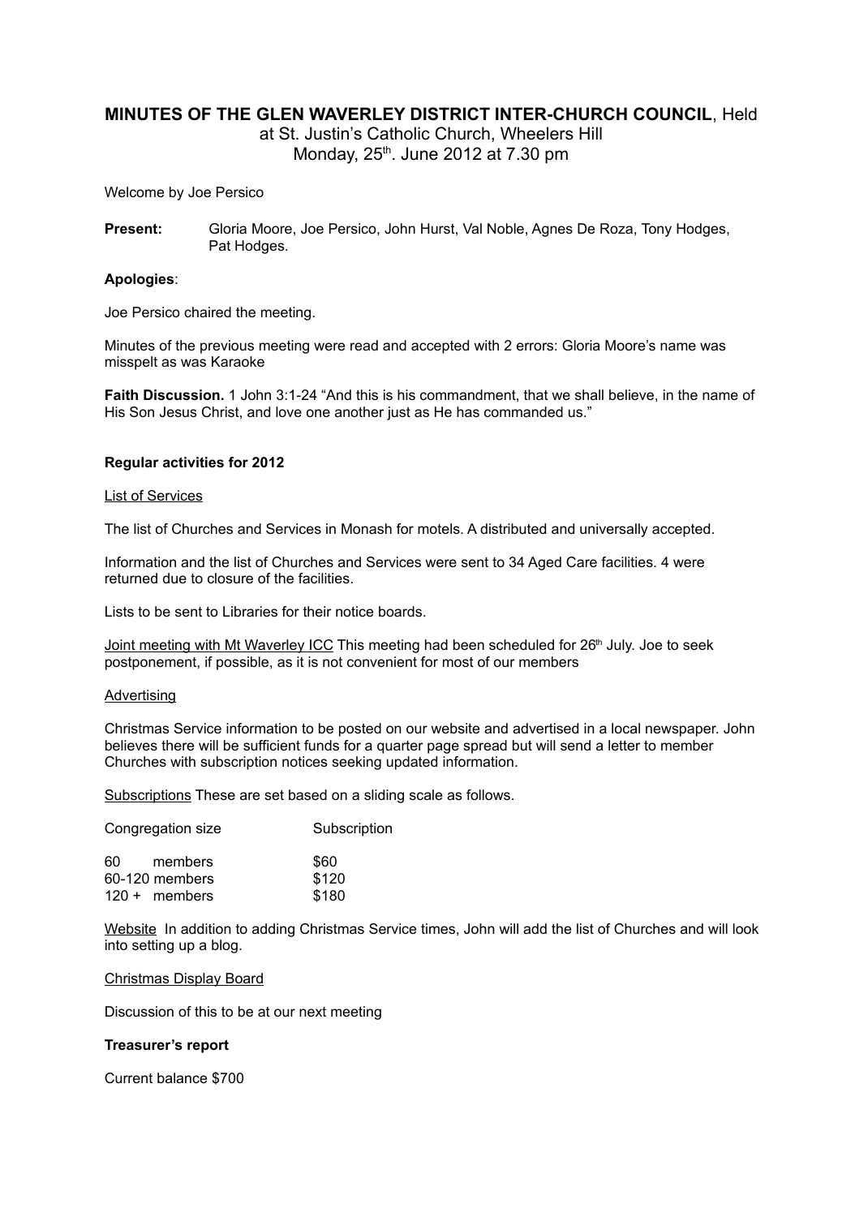# MINUTES OF THE GLEN WAVERLEY DISTRICT INTER-CHURCH COUNCIL, Held at St. Justin's Catholic Church, Wheelers Hill Monday, 25th. June 2012 at 7.30 pm

Welcome by Joe Persico

**Present:** Gloria Moore, Joe Persico, John Hurst, Val Noble, Agnes De Roza, Tony Hodges, Pat Hodges.

**Apologies**:

Joe Persico chaired the meeting.

Minutes of the previous meeting were read and accepted with 2 errors: Gloria Moore's name was misspelt as was Karaoke

**Faith Discussion.** 1 John 3:1-24 "And this is his commandment, that we shall believe, in the name of His Son Jesus Christ, and love one another just as He has commanded us."

**Regular activities for 2012**

List of Services

The list of Churches and Services in Monash for motels. A distributed and universally accepted.

Information and the list of Churches and Services were sent to 34 Aged Care facilities. 4 were returned due to closure of the facilities.

Lists to be sent to Libraries for their notice boards.

Joint meeting with Mt Waverley ICC This meeting had been scheduled for 26th July. Joe to seek postponement, if possible, as it is not convenient for most of our members

Advertising

Christmas Service information to be posted on our website and advertised in a local newspaper. John believes there will be sufficient funds for a quarter page spread but will send a letter to member Churches with subscription notices seeking updated information.

Subscriptions These are set based on a sliding scale as follows.

| Congregation size | Subscription |
|---|---|
| 60 members | $60 |
| 60-120 members | $120 |
| 120 + members | $180 |

Website In addition to adding Christmas Service times, John will add the list of Churches and will look into setting up a blog.

Christmas Display Board

Discussion of this to be at our next meeting

**Treasurer's report**

Current balance $700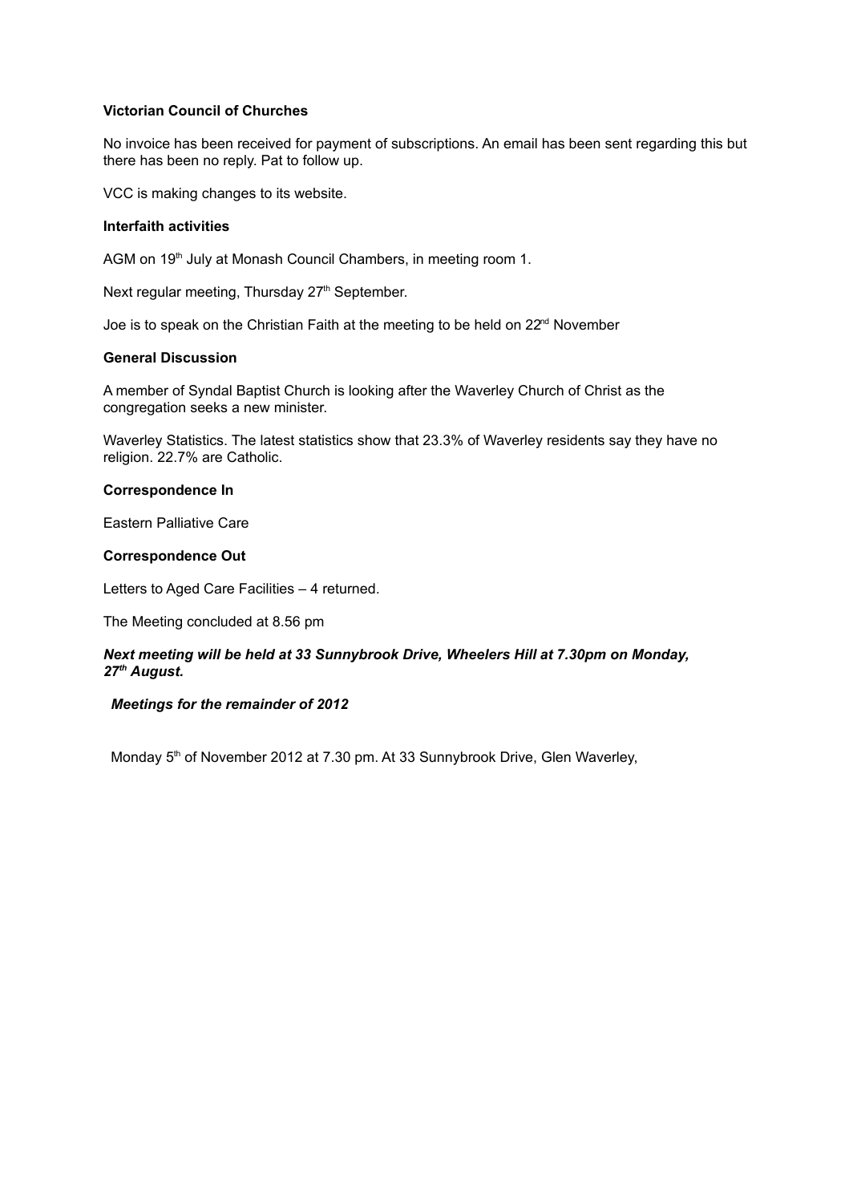**Victorian Council of Churches**

No invoice has been received for payment of subscriptions. An email has been sent regarding this but there has been no reply. Pat to follow up.

VCC is making changes to its website.

**Interfaith activities**

AGM on 19th July at Monash Council Chambers, in meeting room 1.

Next regular meeting, Thursday 27th September.

Joe is to speak on the Christian Faith at the meeting to be held on 22nd November

**General Discussion**

A member of Syndal Baptist Church is looking after the Waverley Church of Christ as the congregation seeks a new minister.

Waverley Statistics. The latest statistics show that 23.3% of Waverley residents say they have no religion. 22.7% are Catholic.

**Correspondence In**

Eastern Palliative Care

**Correspondence Out**

Letters to Aged Care Facilities – 4 returned.

The Meeting concluded at 8.56 pm

***Next meeting will be held at 33 Sunnybrook Drive, Wheelers Hill at 7.30pm on Monday, 27th August.***

***Meetings for the remainder of 2012***

Monday 5th of November 2012 at 7.30 pm. At 33 Sunnybrook Drive, Glen Waverley,